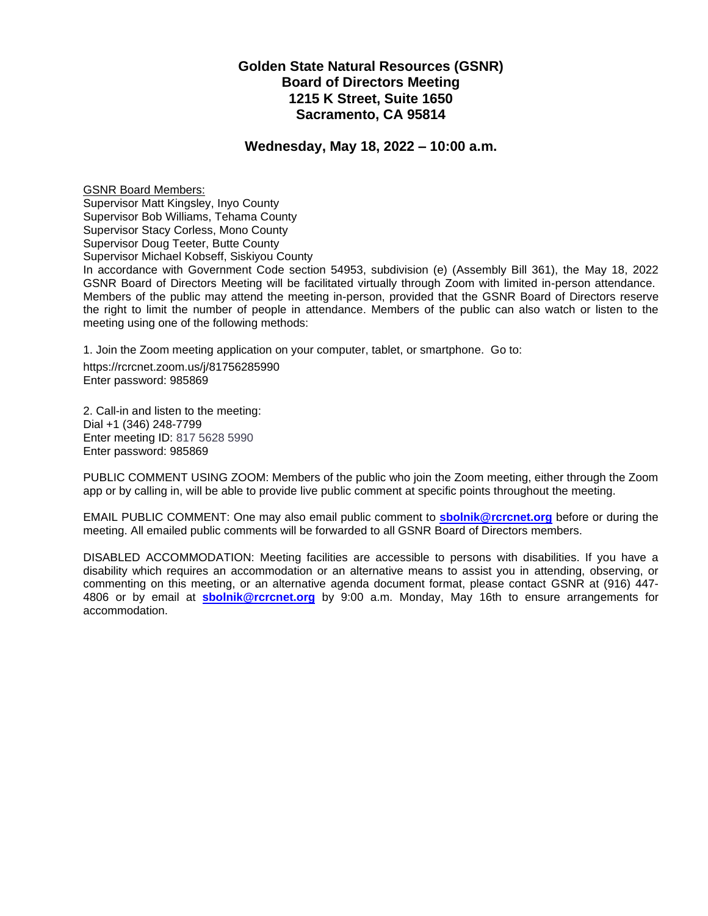# Golden State Natural Resources (GSNR)
# Board of Directors Meeting
# 1215 K Street, Suite 1650
# Sacramento, CA 95814

## Wednesday, May 18, 2022 – 10:00 a.m.

GSNR Board Members:
Supervisor Matt Kingsley, Inyo County
Supervisor Bob Williams, Tehama County
Supervisor Stacy Corless, Mono County
Supervisor Doug Teeter, Butte County
Supervisor Michael Kobseff, Siskiyou County

In accordance with Government Code section 54953, subdivision (e) (Assembly Bill 361), the May 18, 2022 GSNR Board of Directors Meeting will be facilitated virtually through Zoom with limited in-person attendance. Members of the public may attend the meeting in-person, provided that the GSNR Board of Directors reserve the right to limit the number of people in attendance. Members of the public can also watch or listen to the meeting using one of the following methods:

1. Join the Zoom meeting application on your computer, tablet, or smartphone. Go to:
https://rcrcnet.zoom.us/j/81756285990
Enter password: 985869

2. Call-in and listen to the meeting:
Dial +1 (346) 248-7799
Enter meeting ID: 817 5628 5990
Enter password: 985869

PUBLIC COMMENT USING ZOOM: Members of the public who join the Zoom meeting, either through the Zoom app or by calling in, will be able to provide live public comment at specific points throughout the meeting.

EMAIL PUBLIC COMMENT: One may also email public comment to **sbolnik@rcrcnet.org** before or during the meeting. All emailed public comments will be forwarded to all GSNR Board of Directors members.

DISABLED ACCOMMODATION: Meeting facilities are accessible to persons with disabilities. If you have a disability which requires an accommodation or an alternative means to assist you in attending, observing, or commenting on this meeting, or an alternative agenda document format, please contact GSNR at (916) 447-4806 or by email at **sbolnik@rcrcnet.org** by 9:00 a.m. Monday, May 16th to ensure arrangements for accommodation.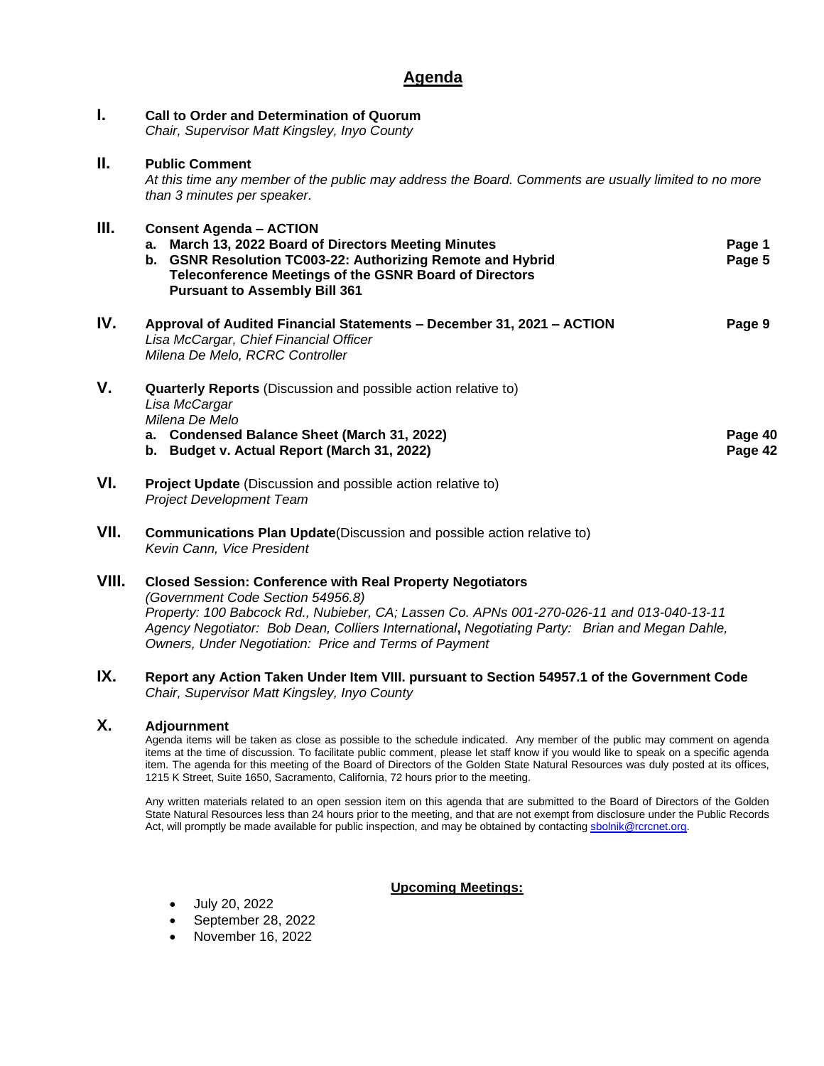# Agenda

**I. Call to Order and Determination of Quorum**
*Chair, Supervisor Matt Kingsley, Inyo County*

**II. Public Comment**
*At this time any member of the public may address the Board. Comments are usually limited to no more than 3 minutes per speaker.*

**III. Consent Agenda – ACTION**

- **a. March 13, 2022 Board of Directors Meeting Minutes** — **Page 1**
- **b. GSNR Resolution TC003-22: Authorizing Remote and Hybrid Teleconference Meetings of the GSNR Board of Directors Pursuant to Assembly Bill 361** — **Page 5**

**IV. Approval of Audited Financial Statements – December 31, 2021 – ACTION** — **Page 9**
*Lisa McCargar, Chief Financial Officer*
*Milena De Melo, RCRC Controller*

**V. Quarterly Reports** (Discussion and possible action relative to)
*Lisa McCargar*
*Milena De Melo*

- **a. Condensed Balance Sheet (March 31, 2022)** — **Page 40**
- **b. Budget v. Actual Report (March 31, 2022)** — **Page 42**

**VI. Project Update** (Discussion and possible action relative to)
*Project Development Team*

**VII. Communications Plan Update**(Discussion and possible action relative to)
*Kevin Cann, Vice President*

**VIII. Closed Session: Conference with Real Property Negotiators**
*(Government Code Section 54956.8)*
*Property: 100 Babcock Rd., Nubieber, CA; Lassen Co. APNs 001-270-026-11 and 013-040-13-11*
*Agency Negotiator: Bob Dean, Colliers International*, *Negotiating Party: Brian and Megan Dahle, Owners, Under Negotiation: Price and Terms of Payment*

**IX. Report any Action Taken Under Item VIII. pursuant to Section 54957.1 of the Government Code**
*Chair, Supervisor Matt Kingsley, Inyo County*

**X. Adjournment**

Agenda items will be taken as close as possible to the schedule indicated. Any member of the public may comment on agenda items at the time of discussion. To facilitate public comment, please let staff know if you would like to speak on a specific agenda item. The agenda for this meeting of the Board of Directors of the Golden State Natural Resources was duly posted at its offices, 1215 K Street, Suite 1650, Sacramento, California, 72 hours prior to the meeting.

Any written materials related to an open session item on this agenda that are submitted to the Board of Directors of the Golden State Natural Resources less than 24 hours prior to the meeting, and that are not exempt from disclosure under the Public Records Act, will promptly be made available for public inspection, and may be obtained by contacting sbolnik@rcrcnet.org.

**Upcoming Meetings:**

- July 20, 2022
- September 28, 2022
- November 16, 2022